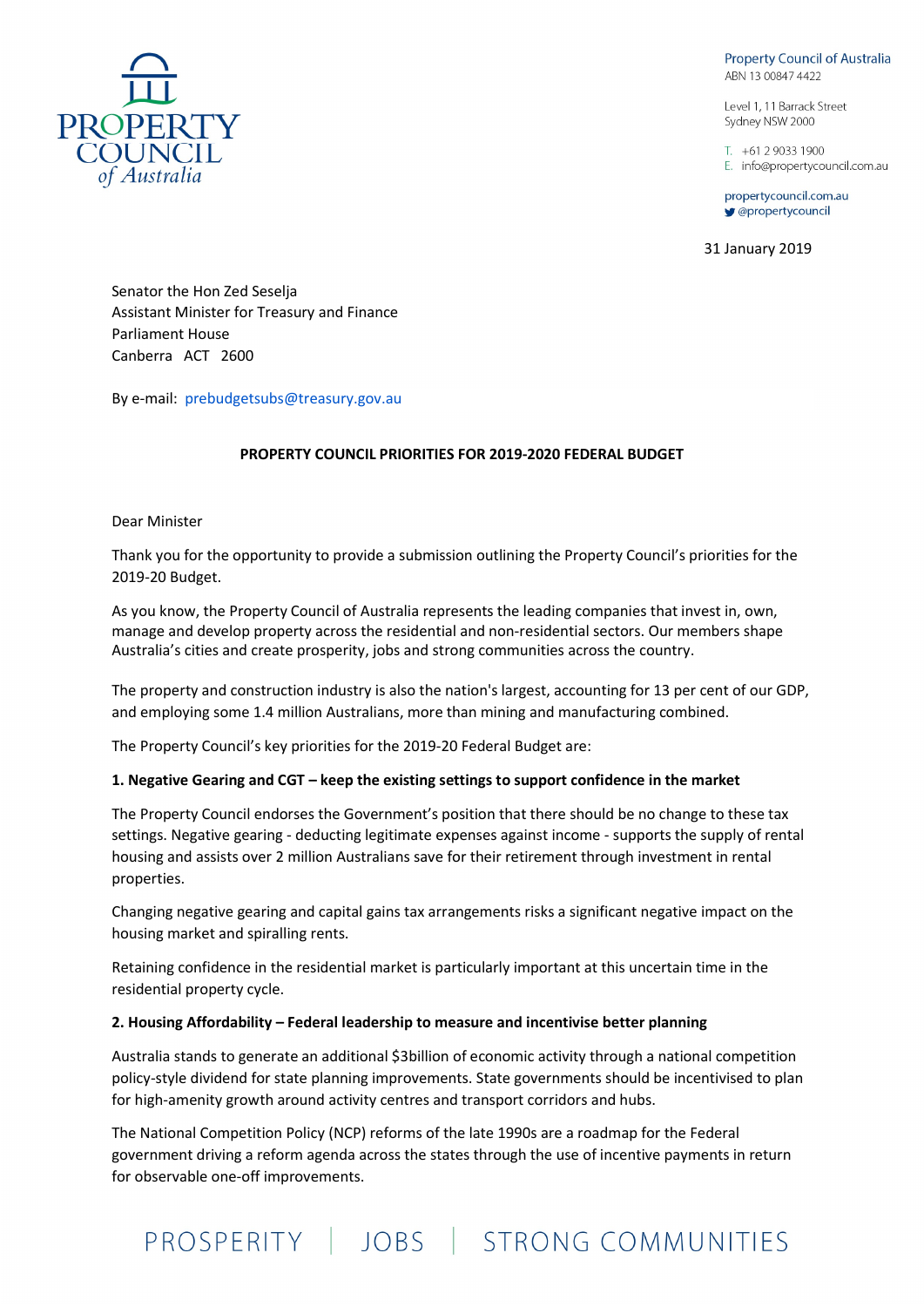Property Council of Australia
ABN 13 00847 4422

Level 1, 11 Barrack Street
Sydney NSW 2000

T. +61 2 9033 1900
E. info@propertycouncil.com.au

propertycouncil.com.au
@propertycouncil

31 January 2019

Senator the Hon Zed Seselja
Assistant Minister for Treasury and Finance
Parliament House
Canberra ACT 2600

By e-mail: prebudgetsubs@treasury.gov.au

**PROPERTY COUNCIL PRIORITIES FOR 2019-2020 FEDERAL BUDGET**

Dear Minister

Thank you for the opportunity to provide a submission outlining the Property Council's priorities for the 2019-20 Budget.

As you know, the Property Council of Australia represents the leading companies that invest in, own, manage and develop property across the residential and non-residential sectors. Our members shape Australia's cities and create prosperity, jobs and strong communities across the country.

The property and construction industry is also the nation's largest, accounting for 13 per cent of our GDP, and employing some 1.4 million Australians, more than mining and manufacturing combined.

The Property Council's key priorities for the 2019-20 Federal Budget are:

**1. Negative Gearing and CGT – keep the existing settings to support confidence in the market**

The Property Council endorses the Government's position that there should be no change to these tax settings. Negative gearing - deducting legitimate expenses against income - supports the supply of rental housing and assists over 2 million Australians save for their retirement through investment in rental properties.

Changing negative gearing and capital gains tax arrangements risks a significant negative impact on the housing market and spiralling rents.

Retaining confidence in the residential market is particularly important at this uncertain time in the residential property cycle.

**2. Housing Affordability – Federal leadership to measure and incentivise better planning**

Australia stands to generate an additional $3billion of economic activity through a national competition policy-style dividend for state planning improvements. State governments should be incentivised to plan for high-amenity growth around activity centres and transport corridors and hubs.

The National Competition Policy (NCP) reforms of the late 1990s are a roadmap for the Federal government driving a reform agenda across the states through the use of incentive payments in return for observable one-off improvements.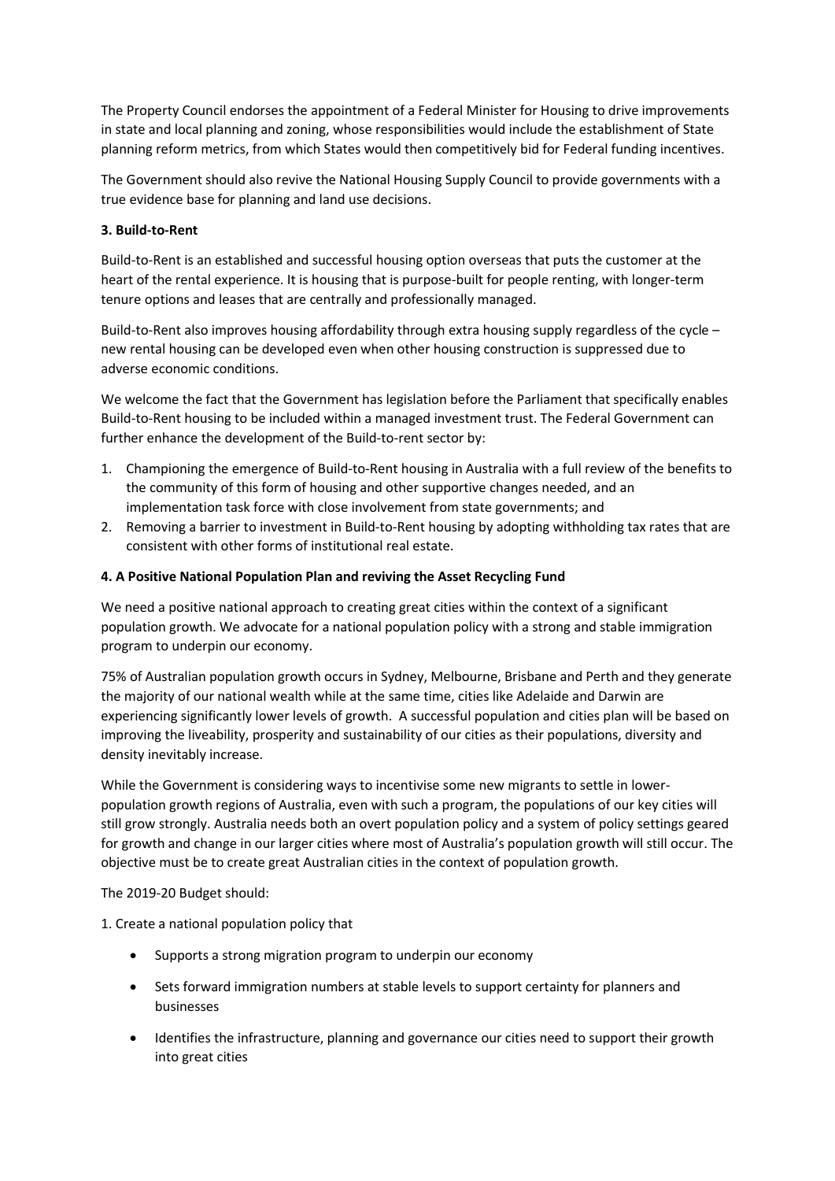The Property Council endorses the appointment of a Federal Minister for Housing to drive improvements in state and local planning and zoning, whose responsibilities would include the establishment of State planning reform metrics, from which States would then competitively bid for Federal funding incentives.

The Government should also revive the National Housing Supply Council to provide governments with a true evidence base for planning and land use decisions.

**3. Build-to-Rent**

Build-to-Rent is an established and successful housing option overseas that puts the customer at the heart of the rental experience. It is housing that is purpose-built for people renting, with longer-term tenure options and leases that are centrally and professionally managed.

Build-to-Rent also improves housing affordability through extra housing supply regardless of the cycle – new rental housing can be developed even when other housing construction is suppressed due to adverse economic conditions.

We welcome the fact that the Government has legislation before the Parliament that specifically enables Build-to-Rent housing to be included within a managed investment trust. The Federal Government can further enhance the development of the Build-to-rent sector by:

1. Championing the emergence of Build-to-Rent housing in Australia with a full review of the benefits to the community of this form of housing and other supportive changes needed, and an implementation task force with close involvement from state governments; and
2. Removing a barrier to investment in Build-to-Rent housing by adopting withholding tax rates that are consistent with other forms of institutional real estate.

**4. A Positive National Population Plan and reviving the Asset Recycling Fund**

We need a positive national approach to creating great cities within the context of a significant population growth. We advocate for a national population policy with a strong and stable immigration program to underpin our economy.

75% of Australian population growth occurs in Sydney, Melbourne, Brisbane and Perth and they generate the majority of our national wealth while at the same time, cities like Adelaide and Darwin are experiencing significantly lower levels of growth. A successful population and cities plan will be based on improving the liveability, prosperity and sustainability of our cities as their populations, diversity and density inevitably increase.

While the Government is considering ways to incentivise some new migrants to settle in lower-population growth regions of Australia, even with such a program, the populations of our key cities will still grow strongly. Australia needs both an overt population policy and a system of policy settings geared for growth and change in our larger cities where most of Australia's population growth will still occur. The objective must be to create great Australian cities in the context of population growth.

The 2019-20 Budget should:

1. Create a national population policy that

   - Supports a strong migration program to underpin our economy
   - Sets forward immigration numbers at stable levels to support certainty for planners and businesses
   - Identifies the infrastructure, planning and governance our cities need to support their growth into great cities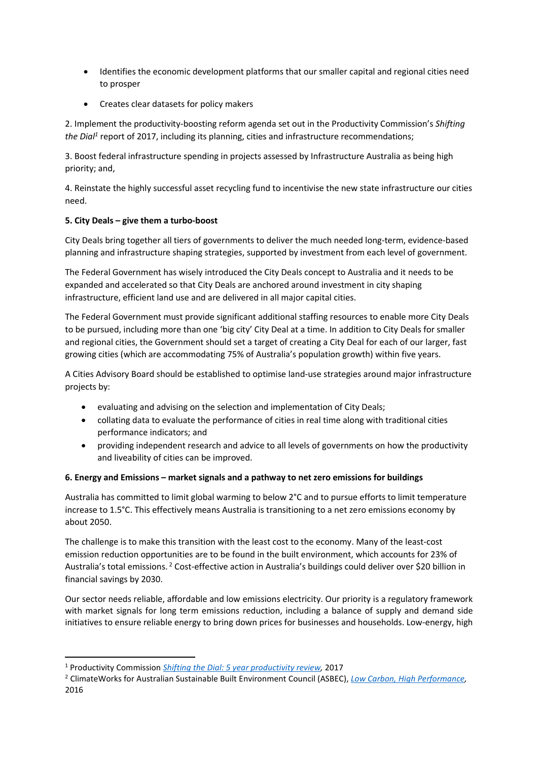- Identifies the economic development platforms that our smaller capital and regional cities need to prosper
- Creates clear datasets for policy makers

2. Implement the productivity-boosting reform agenda set out in the Productivity Commission's *Shifting the Dial*[1] report of 2017, including its planning, cities and infrastructure recommendations;

3. Boost federal infrastructure spending in projects assessed by Infrastructure Australia as being high priority; and,

4. Reinstate the highly successful asset recycling fund to incentivise the new state infrastructure our cities need.

**5. City Deals – give them a turbo-boost**

City Deals bring together all tiers of governments to deliver the much needed long-term, evidence-based planning and infrastructure shaping strategies, supported by investment from each level of government.

The Federal Government has wisely introduced the City Deals concept to Australia and it needs to be expanded and accelerated so that City Deals are anchored around investment in city shaping infrastructure, efficient land use and are delivered in all major capital cities.

The Federal Government must provide significant additional staffing resources to enable more City Deals to be pursued, including more than one 'big city' City Deal at a time. In addition to City Deals for smaller and regional cities, the Government should set a target of creating a City Deal for each of our larger, fast growing cities (which are accommodating 75% of Australia's population growth) within five years.

A Cities Advisory Board should be established to optimise land-use strategies around major infrastructure projects by:

- evaluating and advising on the selection and implementation of City Deals;
- collating data to evaluate the performance of cities in real time along with traditional cities performance indicators; and
- providing independent research and advice to all levels of governments on how the productivity and liveability of cities can be improved.

**6. Energy and Emissions – market signals and a pathway to net zero emissions for buildings**

Australia has committed to limit global warming to below 2°C and to pursue efforts to limit temperature increase to 1.5°C. This effectively means Australia is transitioning to a net zero emissions economy by about 2050.

The challenge is to make this transition with the least cost to the economy. Many of the least-cost emission reduction opportunities are to be found in the built environment, which accounts for 23% of Australia's total emissions.[2] Cost-effective action in Australia's buildings could deliver over $20 billion in financial savings by 2030.

Our sector needs reliable, affordable and low emissions electricity. Our priority is a regulatory framework with market signals for long term emissions reduction, including a balance of supply and demand side initiatives to ensure reliable energy to bring down prices for businesses and households. Low-energy, high

---

[1] Productivity Commission *Shifting the Dial: 5 year productivity review*, 2017

[2] ClimateWorks for Australian Sustainable Built Environment Council (ASBEC), *Low Carbon, High Performance*, 2016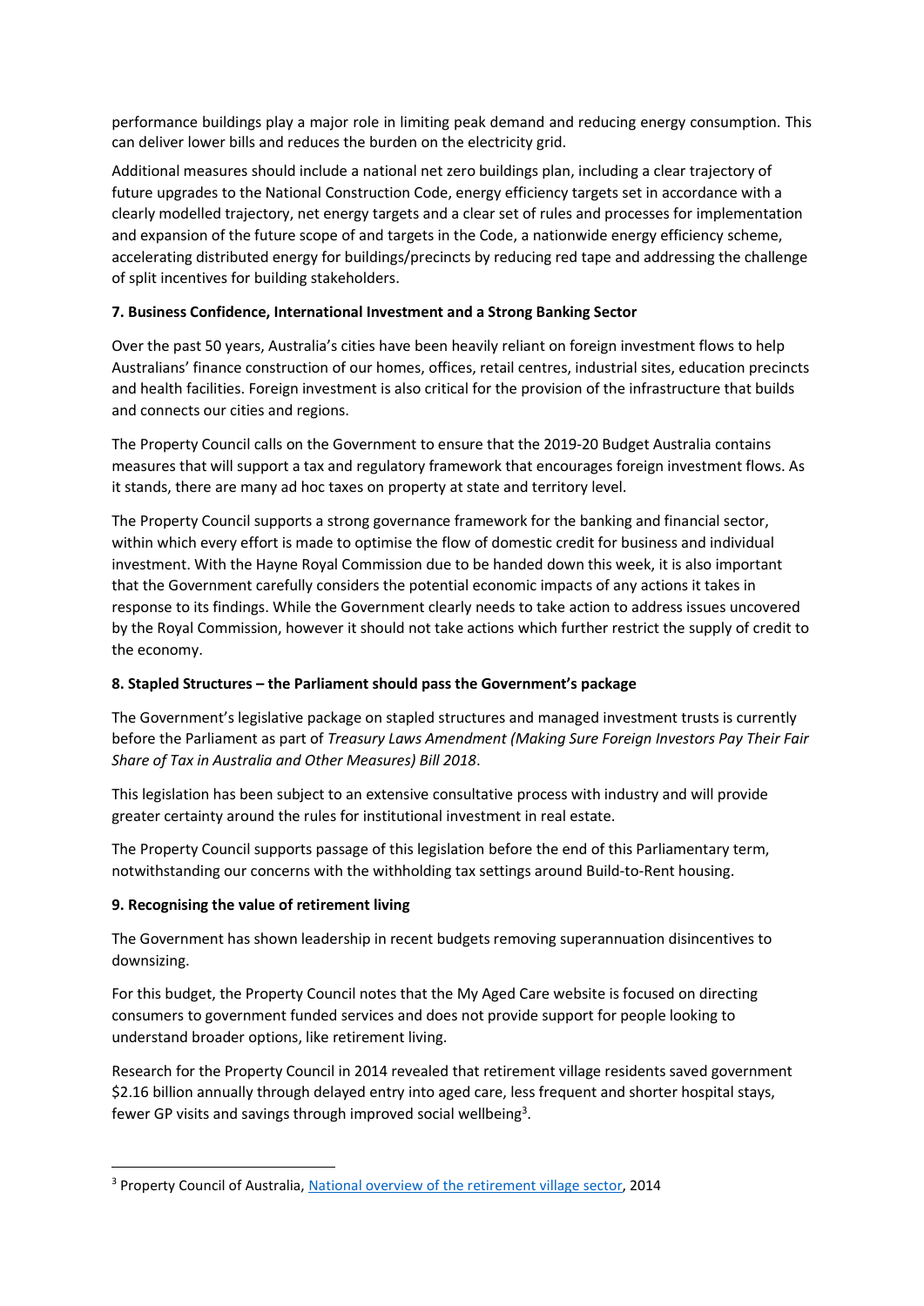performance buildings play a major role in limiting peak demand and reducing energy consumption. This can deliver lower bills and reduces the burden on the electricity grid.

Additional measures should include a national net zero buildings plan, including a clear trajectory of future upgrades to the National Construction Code, energy efficiency targets set in accordance with a clearly modelled trajectory, net energy targets and a clear set of rules and processes for implementation and expansion of the future scope of and targets in the Code, a nationwide energy efficiency scheme, accelerating distributed energy for buildings/precincts by reducing red tape and addressing the challenge of split incentives for building stakeholders.

### 7. Business Confidence, International Investment and a Strong Banking Sector

Over the past 50 years, Australia's cities have been heavily reliant on foreign investment flows to help Australians' finance construction of our homes, offices, retail centres, industrial sites, education precincts and health facilities. Foreign investment is also critical for the provision of the infrastructure that builds and connects our cities and regions.

The Property Council calls on the Government to ensure that the 2019-20 Budget Australia contains measures that will support a tax and regulatory framework that encourages foreign investment flows. As it stands, there are many ad hoc taxes on property at state and territory level.

The Property Council supports a strong governance framework for the banking and financial sector, within which every effort is made to optimise the flow of domestic credit for business and individual investment. With the Hayne Royal Commission due to be handed down this week, it is also important that the Government carefully considers the potential economic impacts of any actions it takes in response to its findings. While the Government clearly needs to take action to address issues uncovered by the Royal Commission, however it should not take actions which further restrict the supply of credit to the economy.

### 8. Stapled Structures – the Parliament should pass the Government's package

The Government's legislative package on stapled structures and managed investment trusts is currently before the Parliament as part of *Treasury Laws Amendment (Making Sure Foreign Investors Pay Their Fair Share of Tax in Australia and Other Measures) Bill 2018*.

This legislation has been subject to an extensive consultative process with industry and will provide greater certainty around the rules for institutional investment in real estate.

The Property Council supports passage of this legislation before the end of this Parliamentary term, notwithstanding our concerns with the withholding tax settings around Build-to-Rent housing.

### 9. Recognising the value of retirement living

The Government has shown leadership in recent budgets removing superannuation disincentives to downsizing.

For this budget, the Property Council notes that the My Aged Care website is focused on directing consumers to government funded services and does not provide support for people looking to understand broader options, like retirement living.

Research for the Property Council in 2014 revealed that retirement village residents saved government $2.16 billion annually through delayed entry into aged care, less frequent and shorter hospital stays, fewer GP visits and savings through improved social wellbeing[3].

---

[3] Property Council of Australia, National overview of the retirement village sector, 2014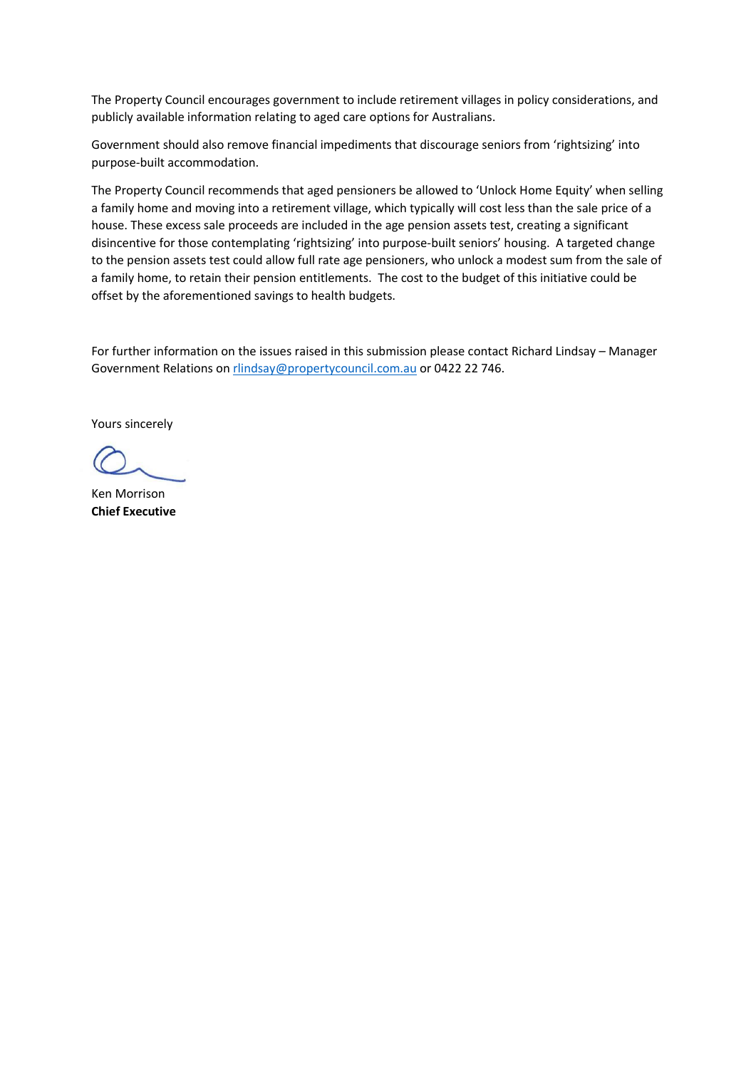The Property Council encourages government to include retirement villages in policy considerations, and publicly available information relating to aged care options for Australians.

Government should also remove financial impediments that discourage seniors from 'rightsizing' into purpose-built accommodation.

The Property Council recommends that aged pensioners be allowed to 'Unlock Home Equity' when selling a family home and moving into a retirement village, which typically will cost less than the sale price of a house. These excess sale proceeds are included in the age pension assets test, creating a significant disincentive for those contemplating 'rightsizing' into purpose-built seniors' housing. A targeted change to the pension assets test could allow full rate age pensioners, who unlock a modest sum from the sale of a family home, to retain their pension entitlements. The cost to the budget of this initiative could be offset by the aforementioned savings to health budgets.

For further information on the issues raised in this submission please contact Richard Lindsay – Manager Government Relations on rlindsay@propertycouncil.com.au or 0422 22 746.

Yours sincerely

Ken Morrison
**Chief Executive**